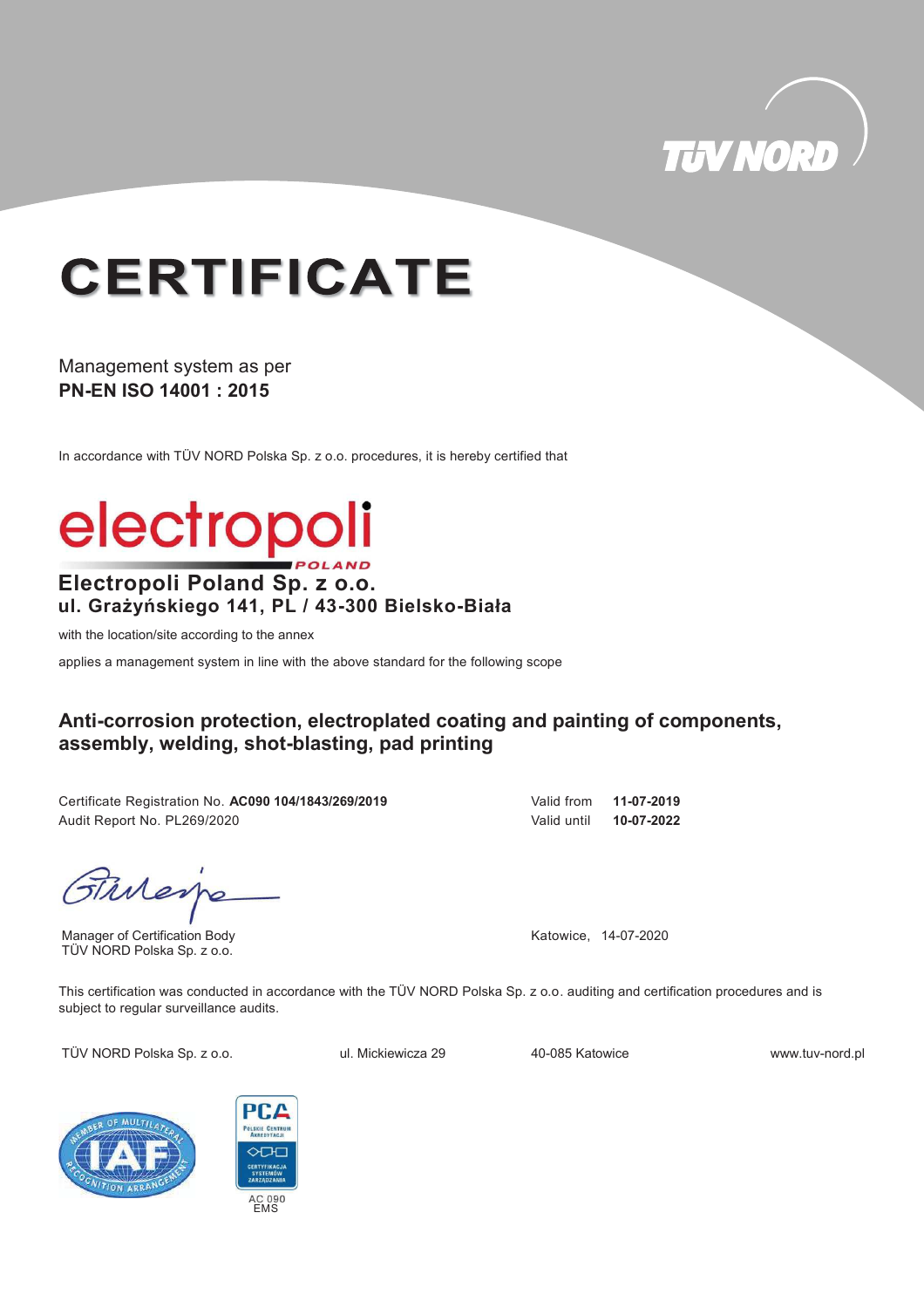TÜV NORD

# CERTIFICATE

Management system as per
**PN-EN ISO 14001 : 2015**

In accordance with TÜV NORD Polska Sp. z o.o. procedures, it is hereby certified that

electropoli POLAND

**Electropoli Poland Sp. z o.o.**
**ul. Grażyńskiego 141, PL / 43-300 Bielsko-Biała**

with the location/site according to the annex

applies a management system in line with the above standard for the following scope

## Anti-corrosion protection, electroplated coating and painting of components, assembly, welding, shot-blasting, pad printing

Certificate Registration No. **AC090 104/1843/269/2019**
Audit Report No. PL269/2020

Valid from **11-07-2019**
Valid until **10-07-2022**

Manager of Certification Body
TÜV NORD Polska Sp. z o.o.

Katowice, 14-07-2020

This certification was conducted in accordance with the TÜV NORD Polska Sp. z o.o. auditing and certification procedures and is subject to regular surveillance audits.

TÜV NORD Polska Sp. z o.o. ul. Mickiewicza 29 40-085 Katowice www.tuv-nord.pl

AC 090
EMS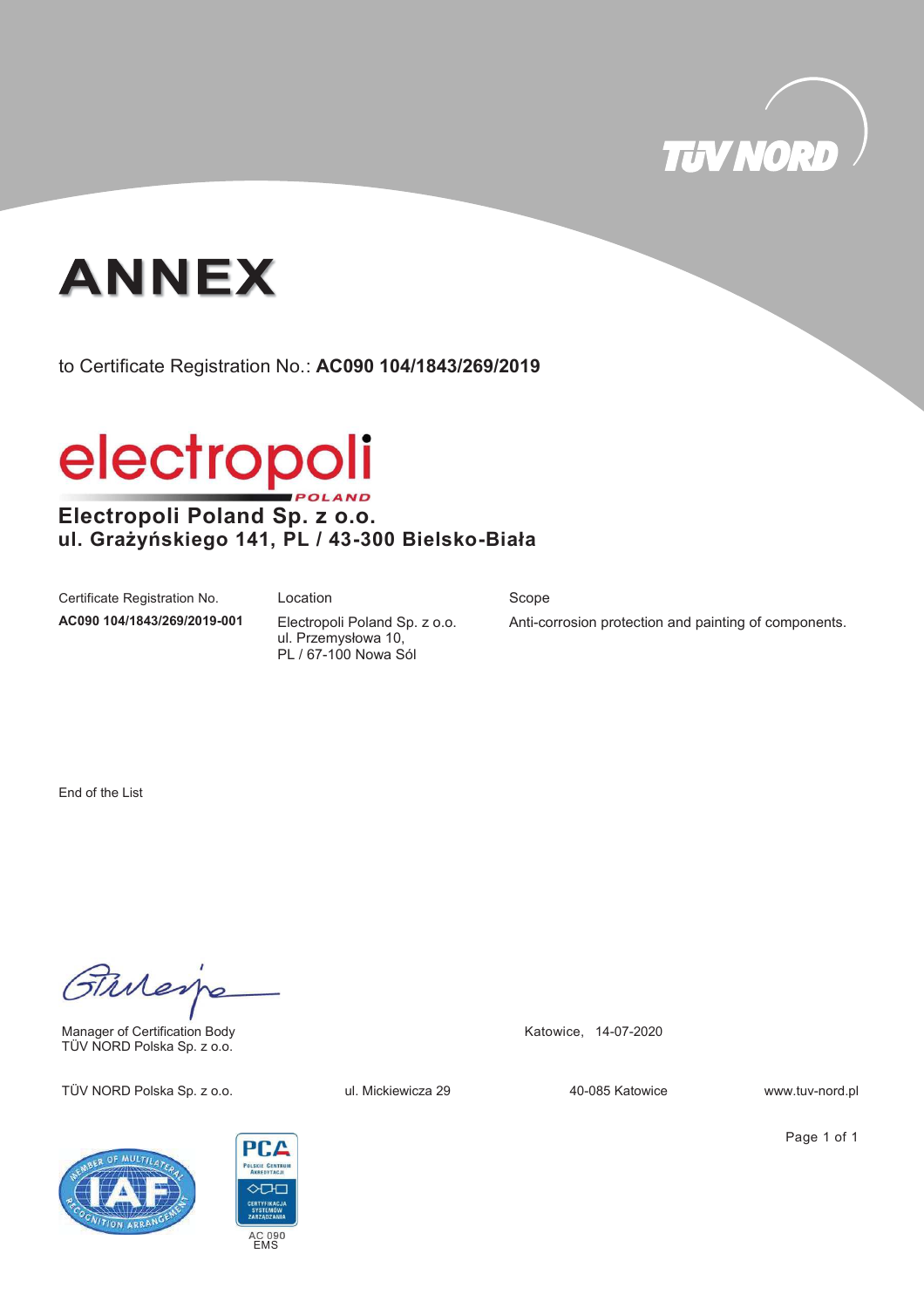# ANNEX

to Certificate Registration No.: **AC090 104/1843/269/2019**

electropoli POLAND

**Electropoli Poland Sp. z o.o.**
**ul. Grażyńskiego 141, PL / 43-300 Bielsko-Biała**

| Certificate Registration No. | Location | Scope |
| --- | --- | --- |
| **AC090 104/1843/269/2019-001** | Electropoli Poland Sp. z o.o. ul. Przemysłowa 10, PL / 67-100 Nowa Sól | Anti-corrosion protection and painting of components. |

End of the List

Manager of Certification Body
TÜV NORD Polska Sp. z o.o.

Katowice, 14-07-2020

TÜV NORD Polska Sp. z o.o. ul. Mickiewicza 29 40-085 Katowice www.tuv-nord.pl

AC 090
EMS